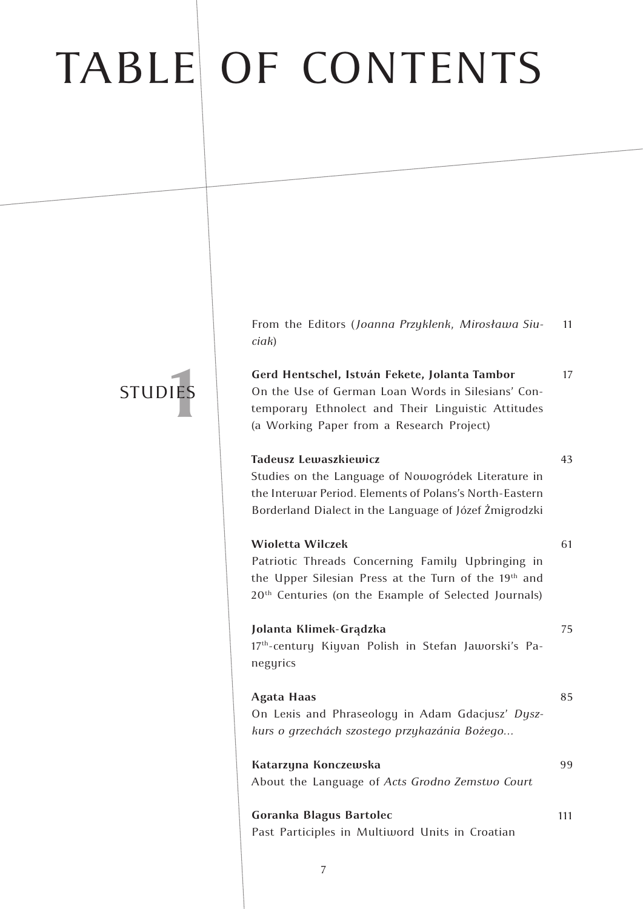# TABLE OF CONTENTS

From the Editors (*Joanna Przyklenk, Mirosława Siuciak*) 11

## 1 STUDIES

**Gerd Hentschel, István Fekete, Jolanta Tambor** 17
On the Use of German Loan Words in Silesians' Contemporary Ethnolect and Their Linguistic Attitudes (a Working Paper from a Research Project)

**Tadeusz Lewaszkiewicz** 43
Studies on the Language of Nowogródek Literature in the Interwar Period. Elements of Polans's North-Eastern Borderland Dialect in the Language of Józef Żmigrodzki

**Wioletta Wilczek** 61
Patriotic Threads Concerning Family Upbringing in the Upper Silesian Press at the Turn of the 19th and 20th Centuries (on the Example of Selected Journals)

**Jolanta Klimek-Grądzka** 75
17th-century Kiyvan Polish in Stefan Jaworski's Panegyrics

**Agata Haas** 85
On Lexis and Phraseology in Adam Gdacjusz' *Dyszkurs o grzechách szostego przykazánia Bożego...*

**Katarzyna Konczewska** 99
About the Language of *Acts Grodno Zemstvo Court*

**Goranka Blagus Bartolec** 111
Past Participles in Multiword Units in Croatian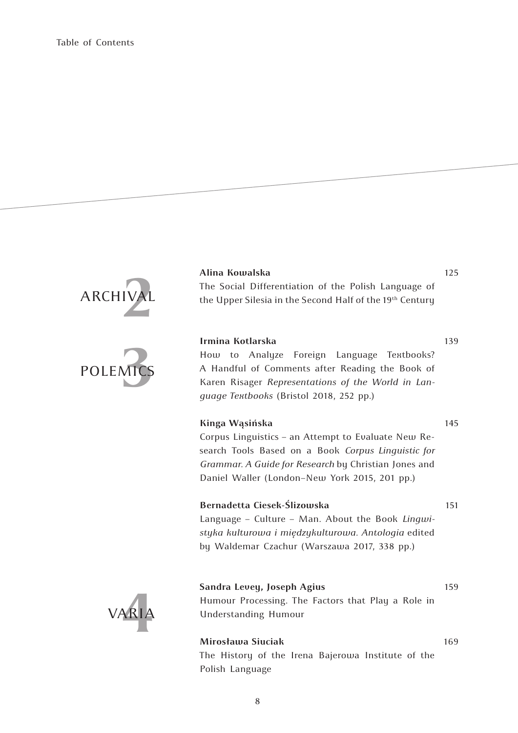## 2 ARCHIVAL

**Alina Kowalska** 125
The Social Differentiation of the Polish Language of the Upper Silesia in the Second Half of the 19th Century

## 3 POLEMICS

**Irmina Kotlarska** 139
How to Analyze Foreign Language Textbooks? A Handful of Comments after Reading the Book of Karen Risager *Representations of the World in Language Textbooks* (Bristol 2018, 252 pp.)

**Kinga Wąsińska** 145
Corpus Linguistics – an Attempt to Evaluate New Research Tools Based on a Book *Corpus Linguistic for Grammar. A Guide for Research* by Christian Jones and Daniel Waller (London–New York 2015, 201 pp.)

**Bernadetta Ciesek-Ślizowska** 151
Language – Culture – Man. About the Book *Lingwistyka kulturowa i międzykulturowa. Antologia* edited by Waldemar Czachur (Warszawa 2017, 338 pp.)

## 4 VARIA

**Sandra Levey, Joseph Agius** 159
Humour Processing. The Factors that Play a Role in Understanding Humour

**Mirosława Siuciak** 169
The History of the Irena Bajerowa Institute of the Polish Language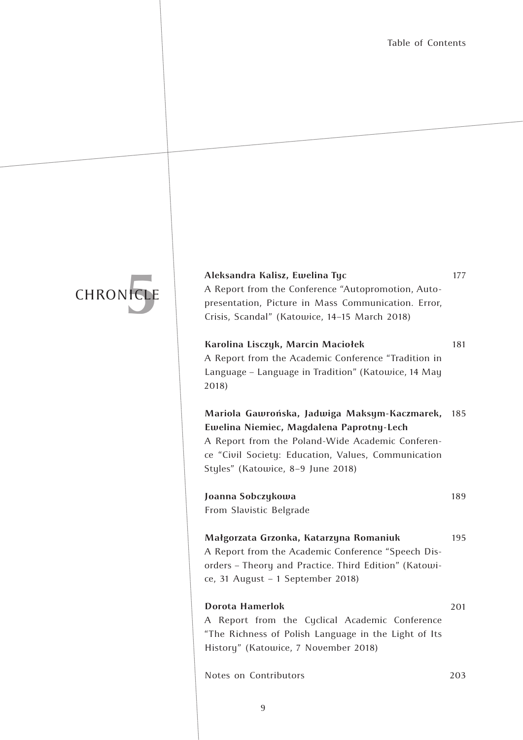# 5 CHRONICLE

**Aleksandra Kalisz, Ewelina Tyc** 177
A Report from the Conference “Autopromotion, Autopresentation, Picture in Mass Communication. Error, Crisis, Scandal” (Katowice, 14–15 March 2018)

**Karolina Lisczyk, Marcin Maciołek** 181
A Report from the Academic Conference “Tradition in Language – Language in Tradition” (Katowice, 14 May 2018)

**Mariola Gawrońska, Jadwiga Maksym-Kaczmarek, Ewelina Niemiec, Magdalena Paprotny-Lech** 185
A Report from the Poland-Wide Academic Conference “Civil Society: Education, Values, Communication Styles” (Katowice, 8–9 June 2018)

**Joanna Sobczykowa** 189
From Slavistic Belgrade

**Małgorzata Grzonka, Katarzyna Romaniuk** 195
A Report from the Academic Conference “Speech Disorders – Theory and Practice. Third Edition” (Katowice, 31 August – 1 September 2018)

**Dorota Hamerlok** 201
A Report from the Cyclical Academic Conference “The Richness of Polish Language in the Light of Its History” (Katowice, 7 November 2018)

Notes on Contributors 203